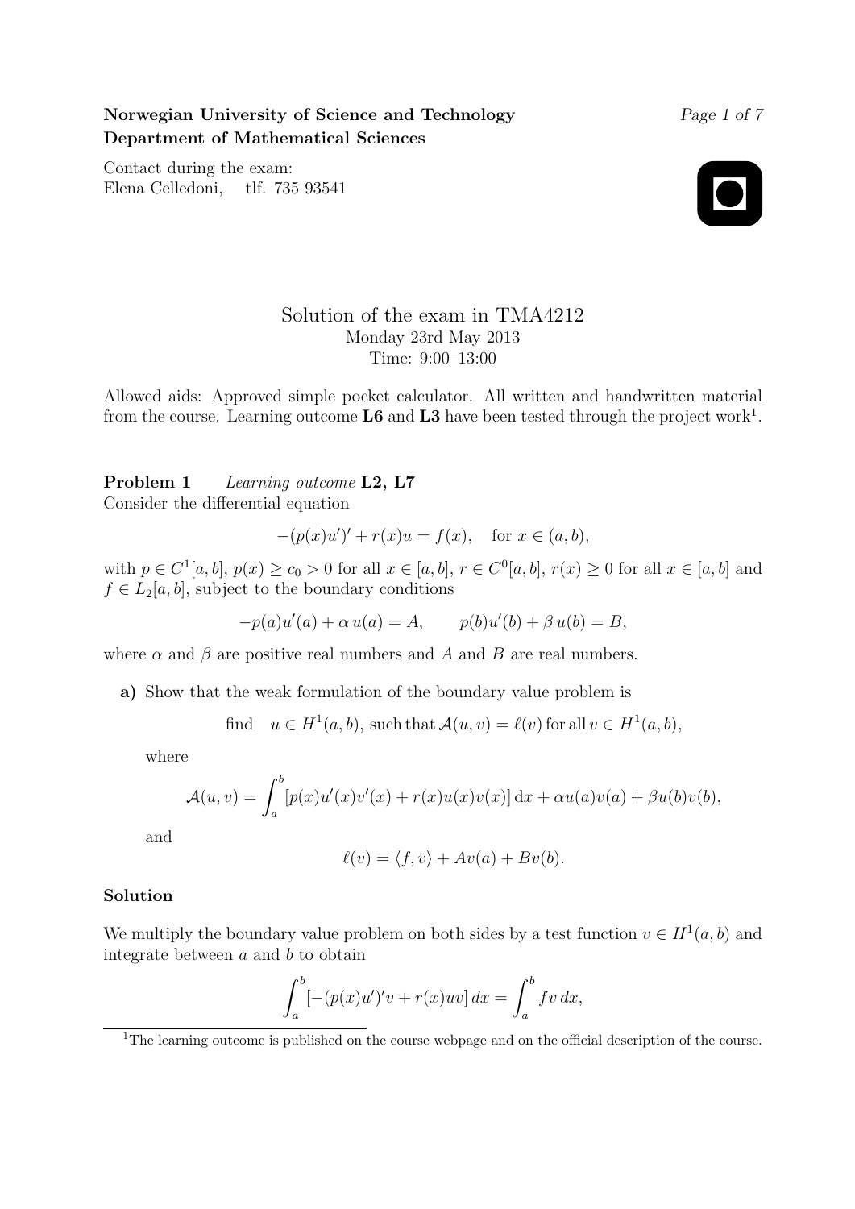**Norwegian University of Science and Technology**
**Department of Mathematical Sciences**

Contact during the exam:
Elena Celledoni, tlf. 735 93541

# Solution of the exam in TMA4212

Monday 23rd May 2013
Time: 9:00–13:00

Allowed aids: Approved simple pocket calculator. All written and handwritten material from the course. Learning outcome **L6** and **L3** have been tested through the project work[1].

**Problem 1** *Learning outcome* **L2, L7**

Consider the differential equation

$$-(p(x)u')' + r(x)u = f(x), \quad \text{for } x \in (a,b),$$

with $p \in C^1[a,b]$, $p(x) \geq c_0 > 0$ for all $x \in [a,b]$, $r \in C^0[a,b]$, $r(x) \geq 0$ for all $x \in [a,b]$ and $f \in L_2[a,b]$, subject to the boundary conditions

$$-p(a)u'(a) + \alpha\, u(a) = A, \qquad p(b)u'(b) + \beta\, u(b) = B,$$

where $\alpha$ and $\beta$ are positive real numbers and $A$ and $B$ are real numbers.

**a)** Show that the weak formulation of the boundary value problem is

$$\text{find} \quad u \in H^1(a,b), \text{ such that } \mathcal{A}(u,v) = \ell(v) \text{ for all } v \in H^1(a,b),$$

where

$$\mathcal{A}(u,v) = \int_a^b [p(x)u'(x)v'(x) + r(x)u(x)v(x)]\, \mathrm{d}x + \alpha u(a)v(a) + \beta u(b)v(b),$$

and

$$\ell(v) = \langle f, v\rangle + Av(a) + Bv(b).$$

**Solution**

We multiply the boundary value problem on both sides by a test function $v \in H^1(a,b)$ and integrate between $a$ and $b$ to obtain

$$\int_a^b [-(p(x)u')'v + r(x)uv]\, dx = \int_a^b fv\, dx,$$

[1] The learning outcome is published on the course webpage and on the official description of the course.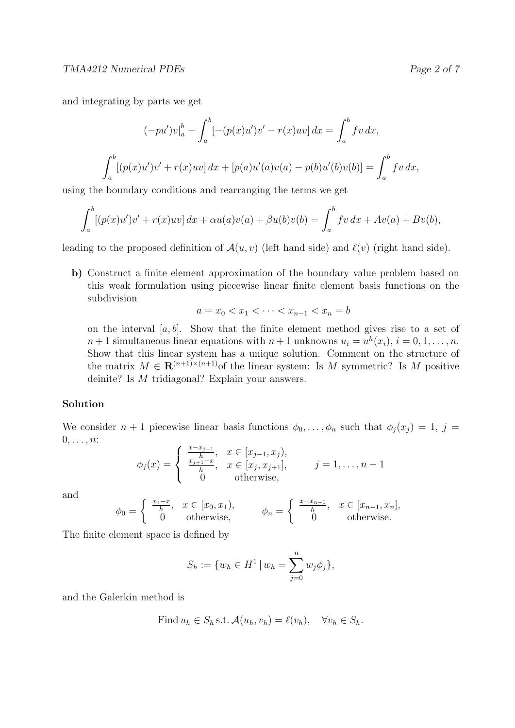and integrating by parts we get

$$(-pu')v\big|_a^b - \int_a^b [-(p(x)u')v' - r(x)uv]\,dx = \int_a^b fv\,dx,$$

$$\int_a^b [(p(x)u')v' + r(x)uv]\,dx + [p(a)u'(a)v(a) - p(b)u'(b)v(b)] = \int_a^b fv\,dx,$$

using the boundary conditions and rearranging the terms we get

$$\int_a^b [(p(x)u')v' + r(x)uv]\,dx + \alpha u(a)v(a) + \beta u(b)v(b) = \int_a^b fv\,dx + Av(a) + Bv(b),$$

leading to the proposed definition of $\mathcal{A}(u,v)$ (left hand side) and $\ell(v)$ (right hand side).

**b)** Construct a finite element approximation of the boundary value problem based on this weak formulation using piecewise linear finite element basis functions on the subdivision

$$a = x_0 < x_1 < \cdots < x_{n-1} < x_n = b$$

on the interval $[a,b]$. Show that the finite element method gives rise to a set of $n+1$ simultaneous linear equations with $n+1$ unknowns $u_i = u^h(x_i)$, $i = 0, 1, \ldots, n$. Show that this linear system has a unique solution. Comment on the structure of the matrix $M \in \mathbf{R}^{(n+1)\times(n+1)}$ of the linear system: Is $M$ symmetric? Is $M$ positive deinite? Is $M$ tridiagonal? Explain your answers.

**Solution**

We consider $n+1$ piecewise linear basis functions $\phi_0, \ldots, \phi_n$ such that $\phi_j(x_j) = 1$, $j = 0, \ldots, n$:

$$\phi_j(x) = \begin{cases} \frac{x - x_{j-1}}{h}, & x \in [x_{j-1}, x_j), \\ \frac{x_{j+1} - x}{h}, & x \in [x_j, x_{j+1}], \\ 0 & \text{otherwise}, \end{cases} \qquad j = 1, \ldots, n-1$$

and

$$\phi_0 = \begin{cases} \frac{x_1 - x}{h}, & x \in [x_0, x_1), \\ 0 & \text{otherwise}, \end{cases} \qquad \phi_n = \begin{cases} \frac{x - x_{n-1}}{h}, & x \in [x_{n-1}, x_n], \\ 0 & \text{otherwise}. \end{cases}$$

The finite element space is defined by

$$S_h := \{w_h \in H^1 \,|\, w_h = \sum_{j=0}^{n} w_j \phi_j\},$$

and the Galerkin method is

$$\text{Find}\, u_h \in S_h\, \text{s.t.}\, \mathcal{A}(u_h, v_h) = \ell(v_h), \quad \forall v_h \in S_h.$$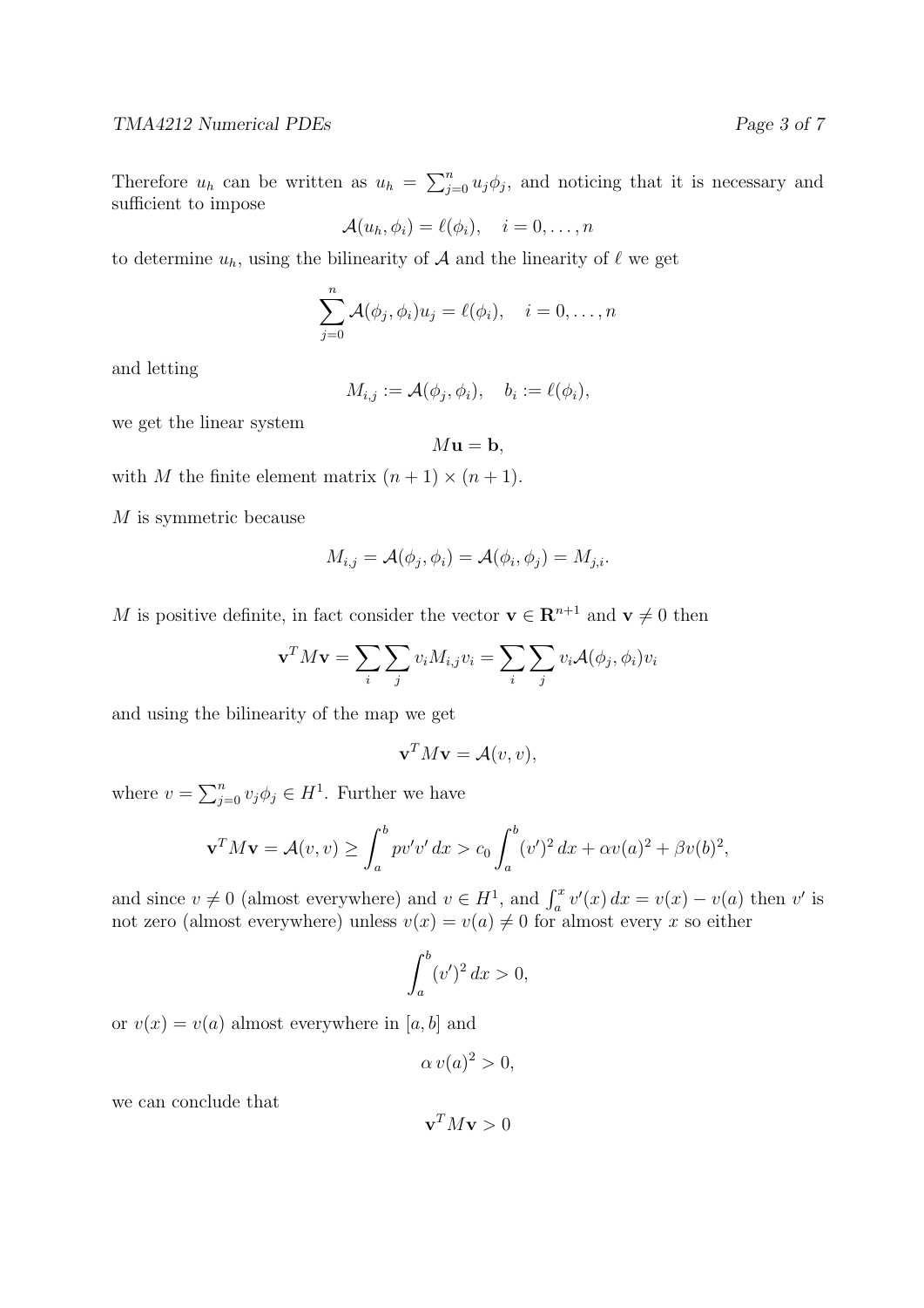Therefore $u_h$ can be written as $u_h = \sum_{j=0}^{n} u_j \phi_j$, and noticing that it is necessary and sufficient to impose

$$\mathcal{A}(u_h, \phi_i) = \ell(\phi_i), \quad i = 0, \ldots, n$$

to determine $u_h$, using the bilinearity of $\mathcal{A}$ and the linearity of $\ell$ we get

$$\sum_{j=0}^{n} \mathcal{A}(\phi_j, \phi_i) u_j = \ell(\phi_i), \quad i = 0, \ldots, n$$

and letting

$$M_{i,j} := \mathcal{A}(\phi_j, \phi_i), \quad b_i := \ell(\phi_i),$$

we get the linear system

$$M\mathbf{u} = \mathbf{b},$$

with $M$ the finite element matrix $(n+1) \times (n+1)$.

$M$ is symmetric because

$$M_{i,j} = \mathcal{A}(\phi_j, \phi_i) = \mathcal{A}(\phi_i, \phi_j) = M_{j,i}.$$

$M$ is positive definite, in fact consider the vector $\mathbf{v} \in \mathbf{R}^{n+1}$ and $\mathbf{v} \neq 0$ then

$$\mathbf{v}^T M \mathbf{v} = \sum_i \sum_j v_i M_{i,j} v_i = \sum_i \sum_j v_i \mathcal{A}(\phi_j, \phi_i) v_i$$

and using the bilinearity of the map we get

$$\mathbf{v}^T M \mathbf{v} = \mathcal{A}(v, v),$$

where $v = \sum_{j=0}^{n} v_j \phi_j \in H^1$. Further we have

$$\mathbf{v}^T M \mathbf{v} = \mathcal{A}(v, v) \geq \int_a^b p v' v' \, dx > c_0 \int_a^b (v')^2 \, dx + \alpha v(a)^2 + \beta v(b)^2,$$

and since $v \neq 0$ (almost everywhere) and $v \in H^1$, and $\int_a^x v'(x) \, dx = v(x) - v(a)$ then $v'$ is not zero (almost everywhere) unless $v(x) = v(a) \neq 0$ for almost every $x$ so either

$$\int_a^b (v')^2 \, dx > 0,$$

or $v(x) = v(a)$ almost everywhere in $[a, b]$ and

$$\alpha \, v(a)^2 > 0,$$

we can conclude that

$$\mathbf{v}^T M \mathbf{v} > 0$$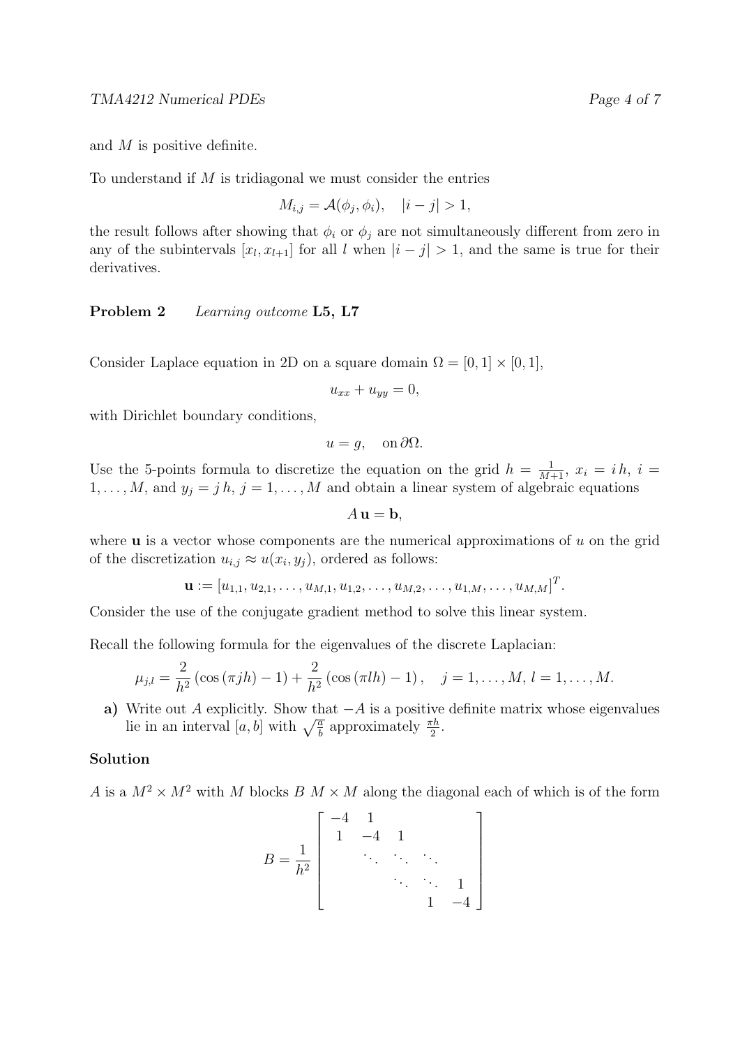and $M$ is positive definite.

To understand if $M$ is tridiagonal we must consider the entries

$$M_{i,j} = \mathcal{A}(\phi_j, \phi_i), \quad |i-j| > 1,$$

the result follows after showing that $\phi_i$ or $\phi_j$ are not simultaneously different from zero in any of the subintervals $[x_l, x_{l+1}]$ for all $l$ when $|i-j| > 1$, and the same is true for their derivatives.

**Problem 2** *Learning outcome* **L5, L7**

Consider Laplace equation in 2D on a square domain $\Omega = [0,1] \times [0,1]$,

$$u_{xx} + u_{yy} = 0,$$

with Dirichlet boundary conditions,

$$u = g, \quad \text{on } \partial\Omega.$$

Use the 5-points formula to discretize the equation on the grid $h = \frac{1}{M+1}$, $x_i = i\,h$, $i = 1, \ldots, M$, and $y_j = j\,h$, $j = 1, \ldots, M$ and obtain a linear system of algebraic equations

$$A\,\mathbf{u} = \mathbf{b},$$

where $\mathbf{u}$ is a vector whose components are the numerical approximations of $u$ on the grid of the discretization $u_{i,j} \approx u(x_i, y_j)$, ordered as follows:

$$\mathbf{u} := [u_{1,1}, u_{2,1}, \ldots, u_{M,1}, u_{1,2}, \ldots, u_{M,2}, \ldots, u_{1,M}, \ldots, u_{M,M}]^T.$$

Consider the use of the conjugate gradient method to solve this linear system.

Recall the following formula for the eigenvalues of the discrete Laplacian:

$$\mu_{j,l} = \frac{2}{h^2}\left(\cos(\pi j h) - 1\right) + \frac{2}{h^2}\left(\cos(\pi l h) - 1\right), \quad j = 1, \ldots, M,\ l = 1, \ldots, M.$$

**a)** Write out $A$ explicitly. Show that $-A$ is a positive definite matrix whose eigenvalues lie in an interval $[a, b]$ with $\sqrt{\frac{a}{b}}$ approximately $\frac{\pi h}{2}$.

### Solution

$A$ is a $M^2 \times M^2$ with $M$ blocks $B$ $M \times M$ along the diagonal each of which is of the form

$$B = \frac{1}{h^2}\begin{bmatrix} -4 & 1 & & & \\ 1 & -4 & 1 & & \\ & \ddots & \ddots & \ddots & \\ & & \ddots & \ddots & 1 \\ & & & 1 & -4 \end{bmatrix}$$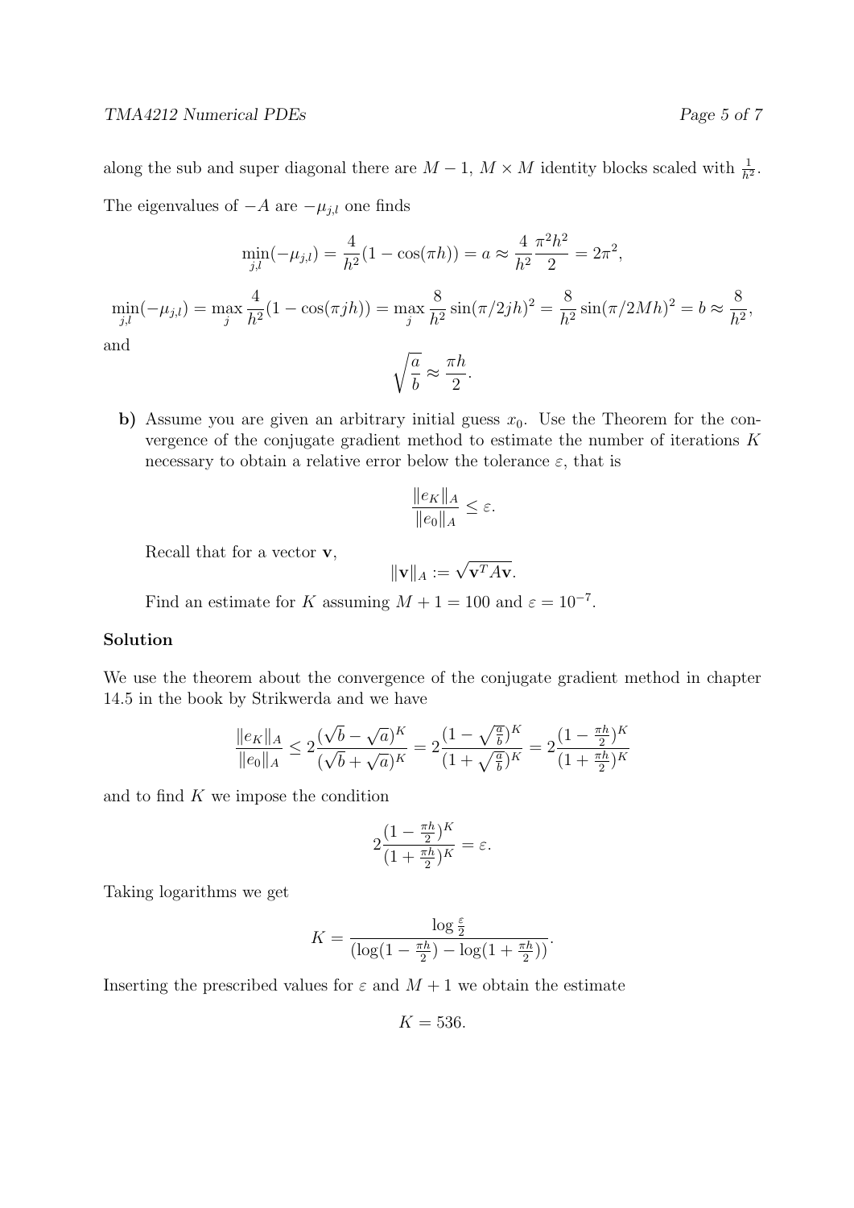along the sub and super diagonal there are $M-1$, $M \times M$ identity blocks scaled with $\frac{1}{h^2}$.

The eigenvalues of $-A$ are $-\mu_{j,l}$ one finds

$$\min_{j,l}(-\mu_{j,l}) = \frac{4}{h^2}(1-\cos(\pi h)) = a \approx \frac{4}{h^2}\frac{\pi^2 h^2}{2} = 2\pi^2,$$

$$\min_{j,l}(-\mu_{j,l}) = \max_j \frac{4}{h^2}(1-\cos(\pi j h)) = \max_j \frac{8}{h^2}\sin(\pi/2jh)^2 = \frac{8}{h^2}\sin(\pi/2Mh)^2 = b \approx \frac{8}{h^2},$$

and

$$\sqrt{\frac{a}{b}} \approx \frac{\pi h}{2}.$$

**b)** Assume you are given an arbitrary initial guess $x_0$. Use the Theorem for the convergence of the conjugate gradient method to estimate the number of iterations $K$ necessary to obtain a relative error below the tolerance $\varepsilon$, that is

$$\frac{\|e_K\|_A}{\|e_0\|_A} \leq \varepsilon.$$

Recall that for a vector $\mathbf{v}$,

$$\|\mathbf{v}\|_A := \sqrt{\mathbf{v}^T A \mathbf{v}}.$$

Find an estimate for $K$ assuming $M+1 = 100$ and $\varepsilon = 10^{-7}$.

**Solution**

We use the theorem about the convergence of the conjugate gradient method in chapter 14.5 in the book by Strikwerda and we have

$$\frac{\|e_K\|_A}{\|e_0\|_A} \leq 2\frac{(\sqrt{b}-\sqrt{a})^K}{(\sqrt{b}+\sqrt{a})^K} = 2\frac{(1-\sqrt{\frac{a}{b}})^K}{(1+\sqrt{\frac{a}{b}})^K} = 2\frac{(1-\frac{\pi h}{2})^K}{(1+\frac{\pi h}{2})^K}$$

and to find $K$ we impose the condition

$$2\frac{(1-\frac{\pi h}{2})^K}{(1+\frac{\pi h}{2})^K} = \varepsilon.$$

Taking logarithms we get

$$K = \frac{\log\frac{\varepsilon}{2}}{(\log(1-\frac{\pi h}{2}) - \log(1+\frac{\pi h}{2}))}.$$

Inserting the prescribed values for $\varepsilon$ and $M+1$ we obtain the estimate

$$K = 536.$$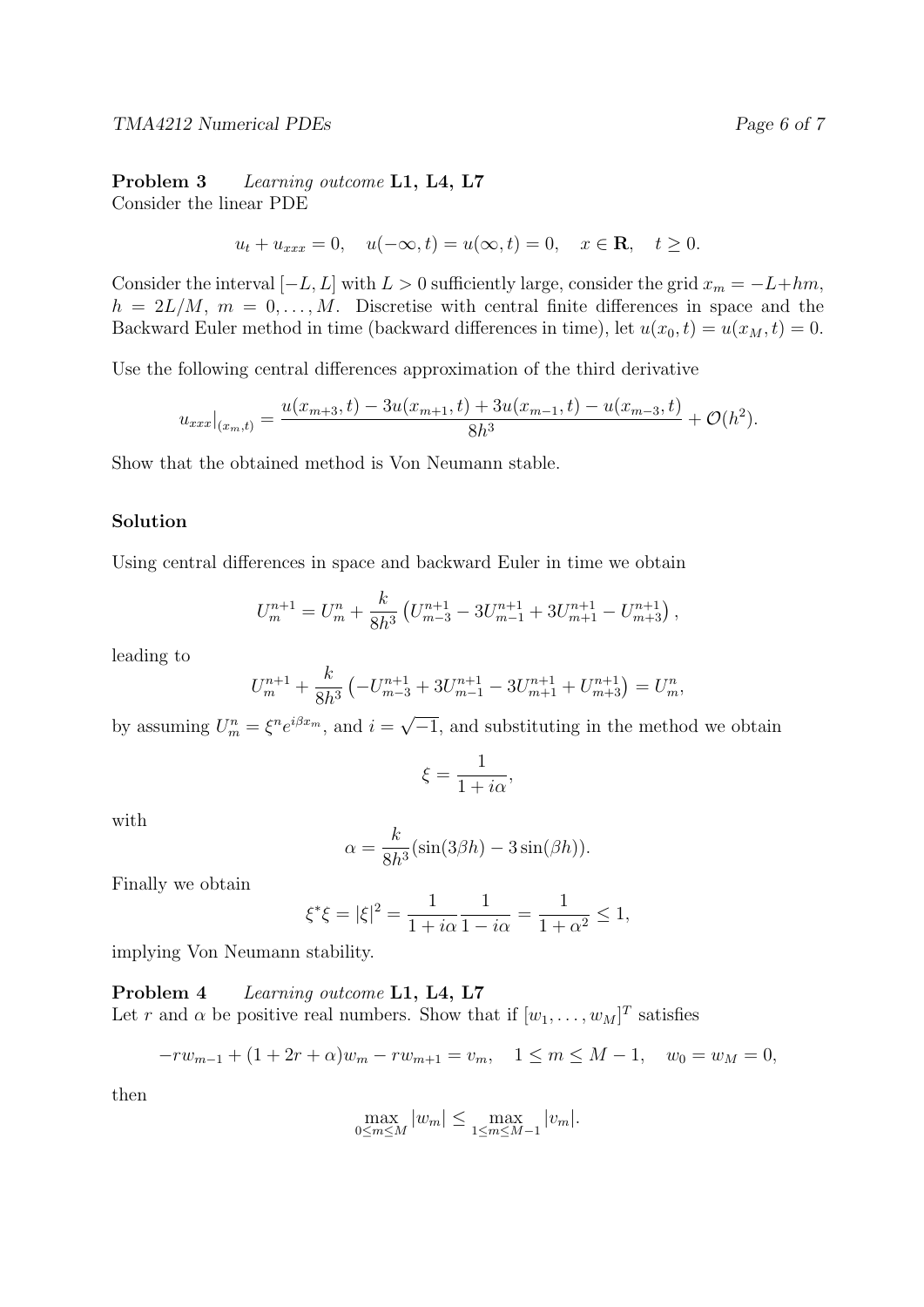**Problem 3** *Learning outcome* **L1, L4, L7**
Consider the linear PDE

$$u_t + u_{xxx} = 0, \quad u(-\infty, t) = u(\infty, t) = 0, \quad x \in \mathbf{R}, \quad t \geq 0.$$

Consider the interval $[-L, L]$ with $L > 0$ sufficiently large, consider the grid $x_m = -L + hm$, $h = 2L/M$, $m = 0, \ldots, M$. Discretise with central finite differences in space and the Backward Euler method in time (backward differences in time), let $u(x_0, t) = u(x_M, t) = 0$.

Use the following central differences approximation of the third derivative

$$u_{xxx}|_{(x_m,t)} = \frac{u(x_{m+3}, t) - 3u(x_{m+1}, t) + 3u(x_{m-1}, t) - u(x_{m-3}, t)}{8h^3} + \mathcal{O}(h^2).$$

Show that the obtained method is Von Neumann stable.

**Solution**

Using central differences in space and backward Euler in time we obtain

$$U_m^{n+1} = U_m^n + \frac{k}{8h^3}\left(U_{m-3}^{n+1} - 3U_{m-1}^{n+1} + 3U_{m+1}^{n+1} - U_{m+3}^{n+1}\right),$$

leading to

$$U_m^{n+1} + \frac{k}{8h^3}\left(-U_{m-3}^{n+1} + 3U_{m-1}^{n+1} - 3U_{m+1}^{n+1} + U_{m+3}^{n+1}\right) = U_m^n,$$

by assuming $U_m^n = \xi^n e^{i\beta x_m}$, and $i = \sqrt{-1}$, and substituting in the method we obtain

$$\xi = \frac{1}{1 + i\alpha},$$

with

$$\alpha = \frac{k}{8h^3}(\sin(3\beta h) - 3\sin(\beta h)).$$

Finally we obtain

$$\xi^* \xi = |\xi|^2 = \frac{1}{1 + i\alpha}\frac{1}{1 - i\alpha} = \frac{1}{1 + \alpha^2} \leq 1,$$

implying Von Neumann stability.

**Problem 4** *Learning outcome* **L1, L4, L7**
Let $r$ and $\alpha$ be positive real numbers. Show that if $[w_1, \ldots, w_M]^T$ satisfies

$$-rw_{m-1} + (1 + 2r + \alpha)w_m - rw_{m+1} = v_m, \quad 1 \leq m \leq M - 1, \quad w_0 = w_M = 0,$$

then

$$\max_{0 \leq m \leq M} |w_m| \leq \max_{1 \leq m \leq M-1} |v_m|.$$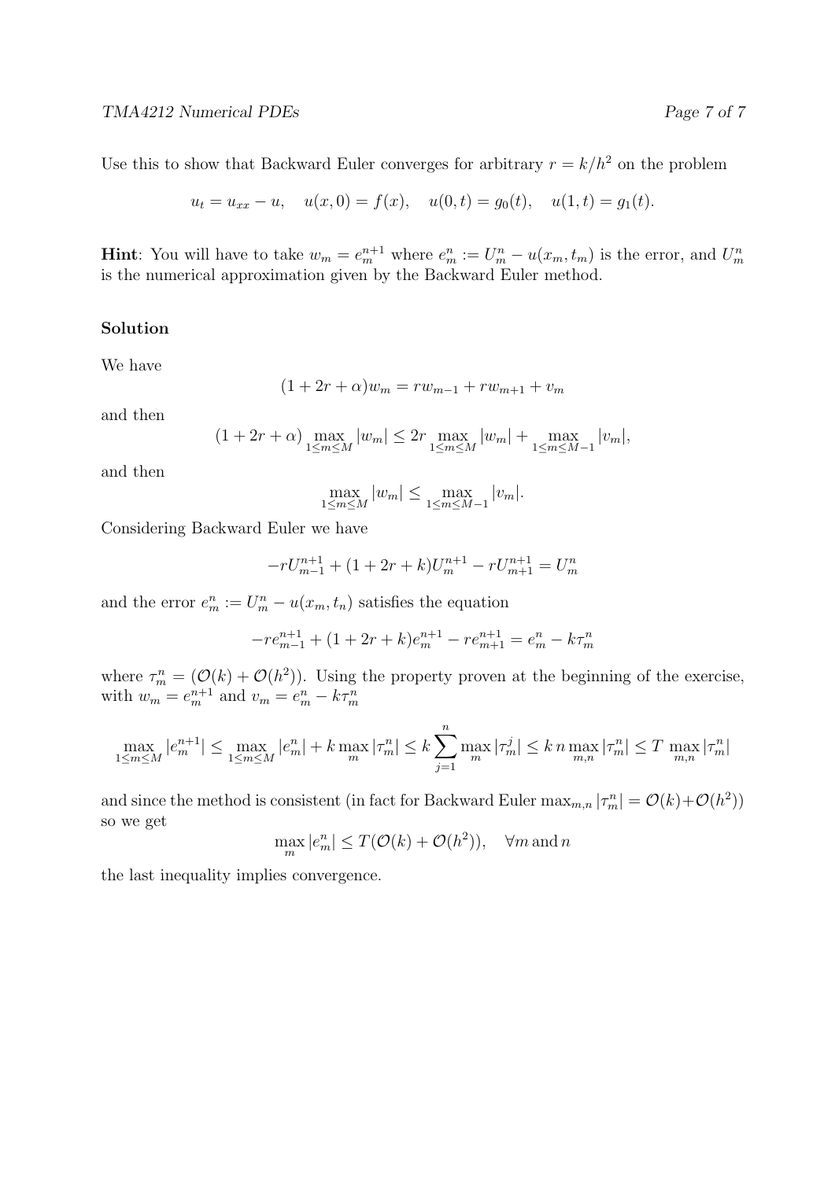Use this to show that Backward Euler converges for arbitrary $r = k/h^2$ on the problem

$$u_t = u_{xx} - u, \quad u(x, 0) = f(x), \quad u(0, t) = g_0(t), \quad u(1, t) = g_1(t).$$

**Hint**: You will have to take $w_m = e_m^{n+1}$ where $e_m^n := U_m^n - u(x_m, t_m)$ is the error, and $U_m^n$ is the numerical approximation given by the Backward Euler method.

### Solution

We have

$$(1 + 2r + \alpha)w_m = rw_{m-1} + rw_{m+1} + v_m$$

and then

$$(1 + 2r + \alpha) \max_{1 \leq m \leq M} |w_m| \leq 2r \max_{1 \leq m \leq M} |w_m| + \max_{1 \leq m \leq M-1} |v_m|,$$

and then

$$\max_{1 \leq m \leq M} |w_m| \leq \max_{1 \leq m \leq M-1} |v_m|.$$

Considering Backward Euler we have

$$-rU_{m-1}^{n+1} + (1 + 2r + k)U_m^{n+1} - rU_{m+1}^{n+1} = U_m^n$$

and the error $e_m^n := U_m^n - u(x_m, t_n)$ satisfies the equation

$$-re_{m-1}^{n+1} + (1 + 2r + k)e_m^{n+1} - re_{m+1}^{n+1} = e_m^n - k\tau_m^n$$

where $\tau_m^n = (\mathcal{O}(k) + \mathcal{O}(h^2))$. Using the property proven at the beginning of the exercise, with $w_m = e_m^{n+1}$ and $v_m = e_m^n - k\tau_m^n$

$$\max_{1 \leq m \leq M} |e_m^{n+1}| \leq \max_{1 \leq m \leq M} |e_m^n| + k \max_m |\tau_m^n| \leq k \sum_{j=1}^{n} \max_m |\tau_m^j| \leq k\, n \max_{m,n} |\tau_m^n| \leq T \max_{m,n} |\tau_m^n|$$

and since the method is consistent (in fact for Backward Euler $\max_{m,n} |\tau_m^n| = \mathcal{O}(k) + \mathcal{O}(h^2)$) so we get

$$\max_m |e_m^n| \leq T(\mathcal{O}(k) + \mathcal{O}(h^2)), \quad \forall m \text{ and } n$$

the last inequality implies convergence.